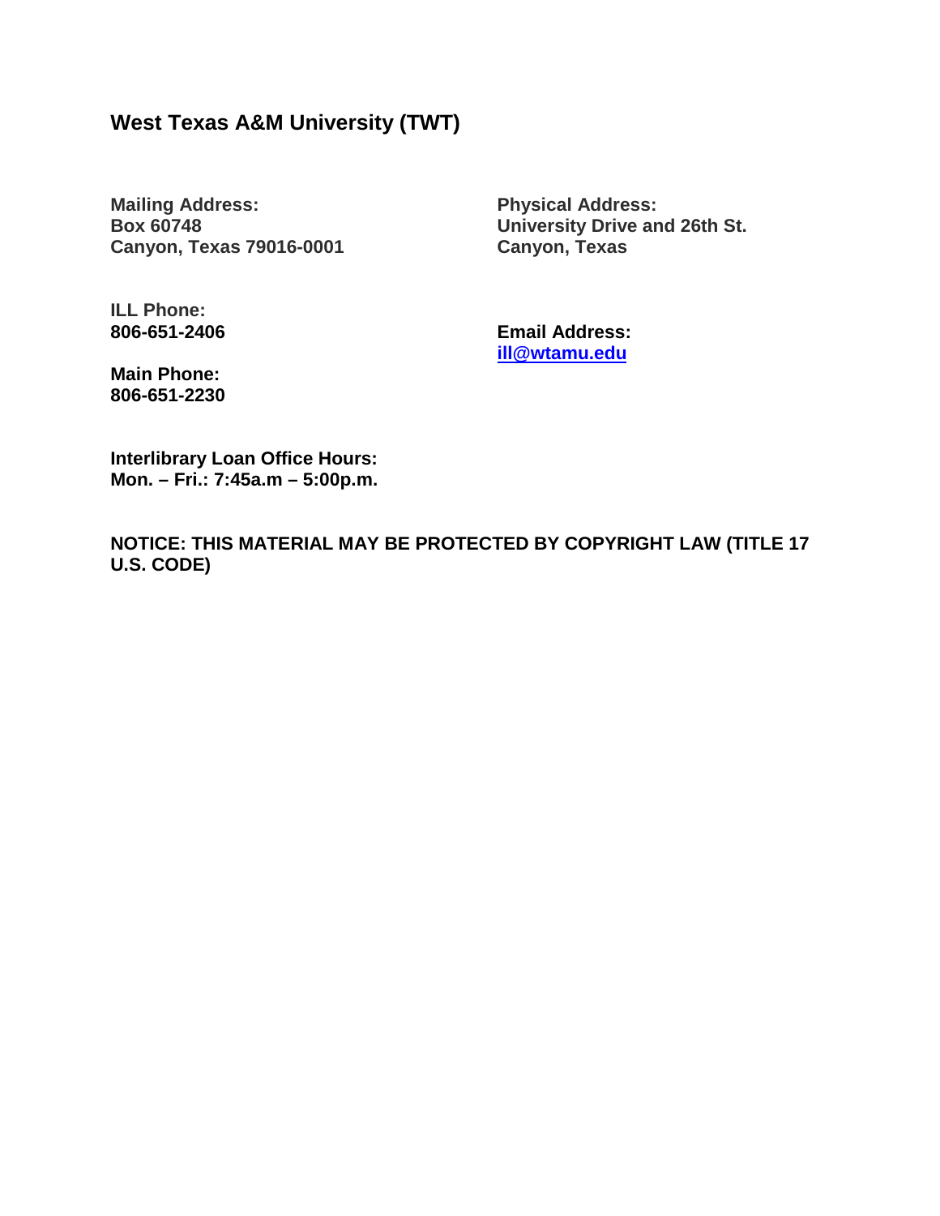## West Texas A&M University (TWT)

**Mailing Address:**
**Box 60748**
**Canyon, Texas 79016-0001**

**Physical Address:**
**University Drive and 26th St.**
**Canyon, Texas**

**ILL Phone:**
**806-651-2406**

**Email Address:**
**ill@wtamu.edu**

**Main Phone:**
**806-651-2230**

**Interlibrary Loan Office Hours:**
**Mon. – Fri.: 7:45a.m – 5:00p.m.**

**NOTICE: THIS MATERIAL MAY BE PROTECTED BY COPYRIGHT LAW (TITLE 17 U.S. CODE)**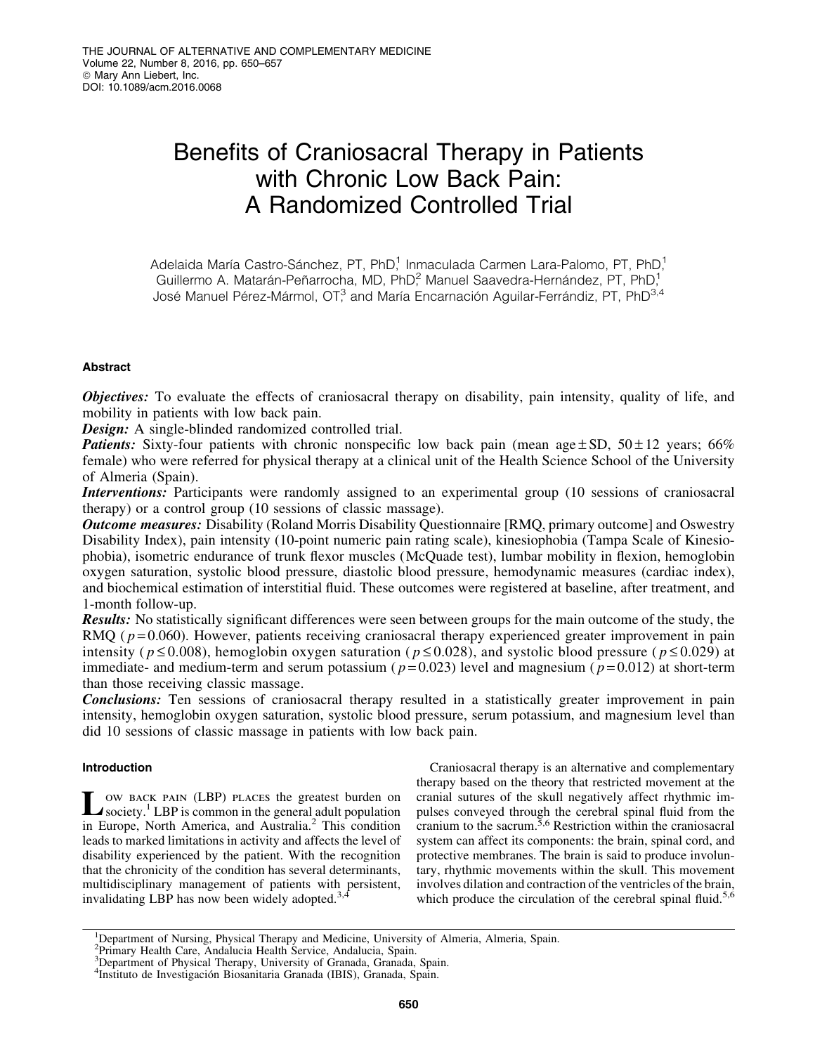# Benefits of Craniosacral Therapy in Patients with Chronic Low Back Pain: A Randomized Controlled Trial

Adelaida María Castro-Sánchez, PT, PhD,[1] Inmaculada Carmen Lara-Palomo, PT, PhD,[1] Guillermo A. Matarán-Peñarrocha, MD, PhD,[2] Manuel Saavedra-Hernández, PT, PhD,[1] José Manuel Pérez-Mármol, OT,[3] and María Encarnación Aguilar-Ferrándiz, PT, PhD[3,4]

## Abstract

***Objectives:*** To evaluate the effects of craniosacral therapy on disability, pain intensity, quality of life, and mobility in patients with low back pain.

***Design:*** A single-blinded randomized controlled trial.

***Patients:*** Sixty-four patients with chronic nonspecific low back pain (mean age ± SD, 50 ± 12 years; 66% female) who were referred for physical therapy at a clinical unit of the Health Science School of the University of Almeria (Spain).

***Interventions:*** Participants were randomly assigned to an experimental group (10 sessions of craniosacral therapy) or a control group (10 sessions of classic massage).

***Outcome measures:*** Disability (Roland Morris Disability Questionnaire [RMQ, primary outcome] and Oswestry Disability Index), pain intensity (10-point numeric pain rating scale), kinesiophobia (Tampa Scale of Kinesiophobia), isometric endurance of trunk flexor muscles (McQuade test), lumbar mobility in flexion, hemoglobin oxygen saturation, systolic blood pressure, diastolic blood pressure, hemodynamic measures (cardiac index), and biochemical estimation of interstitial fluid. These outcomes were registered at baseline, after treatment, and 1-month follow-up.

***Results:*** No statistically significant differences were seen between groups for the main outcome of the study, the RMQ ($p = 0.060$). However, patients receiving craniosacral therapy experienced greater improvement in pain intensity ($p \leq 0.008$), hemoglobin oxygen saturation ($p \leq 0.028$), and systolic blood pressure ($p \leq 0.029$) at immediate- and medium-term and serum potassium ($p = 0.023$) level and magnesium ($p = 0.012$) at short-term than those receiving classic massage.

***Conclusions:*** Ten sessions of craniosacral therapy resulted in a statistically greater improvement in pain intensity, hemoglobin oxygen saturation, systolic blood pressure, serum potassium, and magnesium level than did 10 sessions of classic massage in patients with low back pain.

## Introduction

Low back pain (LBP) places the greatest burden on society.[1] LBP is common in the general adult population in Europe, North America, and Australia.[2] This condition leads to marked limitations in activity and affects the level of disability experienced by the patient. With the recognition that the chronicity of the condition has several determinants, multidisciplinary management of patients with persistent, invalidating LBP has now been widely adopted.[3,4]

Craniosacral therapy is an alternative and complementary therapy based on the theory that restricted movement at the cranial sutures of the skull negatively affect rhythmic impulses conveyed through the cerebral spinal fluid from the cranium to the sacrum.[5,6] Restriction within the craniosacral system can affect its components: the brain, spinal cord, and protective membranes. The brain is said to produce involuntary, rhythmic movements within the skull. This movement involves dilation and contraction of the ventricles of the brain, which produce the circulation of the cerebral spinal fluid.[5,6]

[1]Department of Nursing, Physical Therapy and Medicine, University of Almeria, Almeria, Spain.
[2]Primary Health Care, Andalucia Health Service, Andalucia, Spain.
[3]Department of Physical Therapy, University of Granada, Granada, Spain.
[4]Instituto de Investigación Biosanitaria Granada (IBIS), Granada, Spain.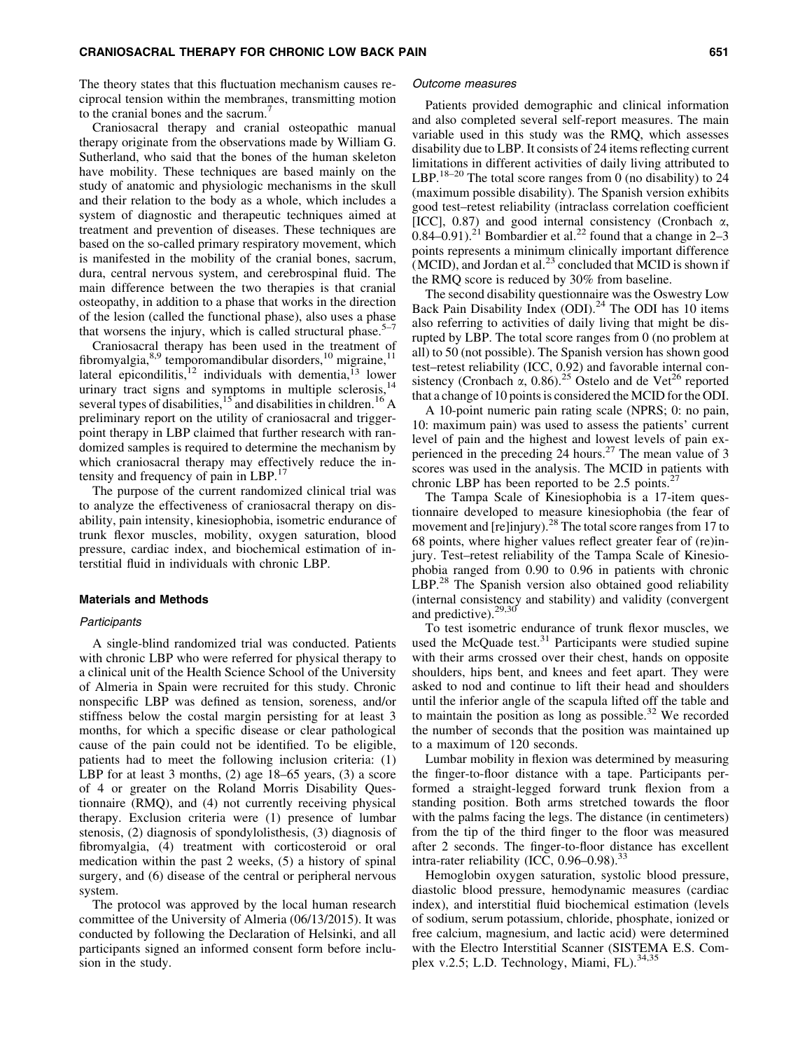The theory states that this fluctuation mechanism causes reciprocal tension within the membranes, transmitting motion to the cranial bones and the sacrum.[7]

Craniosacral therapy and cranial osteopathic manual therapy originate from the observations made by William G. Sutherland, who said that the bones of the human skeleton have mobility. These techniques are based mainly on the study of anatomic and physiologic mechanisms in the skull and their relation to the body as a whole, which includes a system of diagnostic and therapeutic techniques aimed at treatment and prevention of diseases. These techniques are based on the so-called primary respiratory movement, which is manifested in the mobility of the cranial bones, sacrum, dura, central nervous system, and cerebrospinal fluid. The main difference between the two therapies is that cranial osteopathy, in addition to a phase that works in the direction of the lesion (called the functional phase), also uses a phase that worsens the injury, which is called structural phase.[5–7]

Craniosacral therapy has been used in the treatment of fibromyalgia,[8,9] temporomandibular disorders,[10] migraine,[11] lateral epicondilitis,[12] individuals with dementia,[13] lower urinary tract signs and symptoms in multiple sclerosis,[14] several types of disabilities,[15] and disabilities in children.[16] A preliminary report on the utility of craniosacral and trigger-point therapy in LBP claimed that further research with randomized samples is required to determine the mechanism by which craniosacral therapy may effectively reduce the intensity and frequency of pain in LBP.[17]

The purpose of the current randomized clinical trial was to analyze the effectiveness of craniosacral therapy on disability, pain intensity, kinesiophobia, isometric endurance of trunk flexor muscles, mobility, oxygen saturation, blood pressure, cardiac index, and biochemical estimation of interstitial fluid in individuals with chronic LBP.

## Materials and Methods

### *Participants*

A single-blind randomized trial was conducted. Patients with chronic LBP who were referred for physical therapy to a clinical unit of the Health Science School of the University of Almeria in Spain were recruited for this study. Chronic nonspecific LBP was defined as tension, soreness, and/or stiffness below the costal margin persisting for at least 3 months, for which a specific disease or clear pathological cause of the pain could not be identified. To be eligible, patients had to meet the following inclusion criteria: (1) LBP for at least 3 months, (2) age 18–65 years, (3) a score of 4 or greater on the Roland Morris Disability Questionnaire (RMQ), and (4) not currently receiving physical therapy. Exclusion criteria were (1) presence of lumbar stenosis, (2) diagnosis of spondylolisthesis, (3) diagnosis of fibromyalgia, (4) treatment with corticosteroid or oral medication within the past 2 weeks, (5) a history of spinal surgery, and (6) disease of the central or peripheral nervous system.

The protocol was approved by the local human research committee of the University of Almeria (06/13/2015). It was conducted by following the Declaration of Helsinki, and all participants signed an informed consent form before inclusion in the study.

### *Outcome measures*

Patients provided demographic and clinical information and also completed several self-report measures. The main variable used in this study was the RMQ, which assesses disability due to LBP. It consists of 24 items reflecting current limitations in different activities of daily living attributed to LBP.[18–20] The total score ranges from 0 (no disability) to 24 (maximum possible disability). The Spanish version exhibits good test–retest reliability (intraclass correlation coefficient [ICC], 0.87) and good internal consistency (Cronbach $\alpha$, 0.84–0.91).[21] Bombardier et al.[22] found that a change in 2–3 points represents a minimum clinically important difference (MCID), and Jordan et al.[23] concluded that MCID is shown if the RMQ score is reduced by 30% from baseline.

The second disability questionnaire was the Oswestry Low Back Pain Disability Index (ODI).[24] The ODI has 10 items also referring to activities of daily living that might be disrupted by LBP. The total score ranges from 0 (no problem at all) to 50 (not possible). The Spanish version has shown good test–retest reliability (ICC, 0.92) and favorable internal consistency (Cronbach $\alpha$, 0.86).[25] Ostelo and de Vet[26] reported that a change of 10 points is considered the MCID for the ODI.

A 10-point numeric pain rating scale (NPRS; 0: no pain, 10: maximum pain) was used to assess the patients' current level of pain and the highest and lowest levels of pain experienced in the preceding 24 hours.[27] The mean value of 3 scores was used in the analysis. The MCID in patients with chronic LBP has been reported to be 2.5 points.[27]

The Tampa Scale of Kinesiophobia is a 17-item questionnaire developed to measure kinesiophobia (the fear of movement and [re]injury).[28] The total score ranges from 17 to 68 points, where higher values reflect greater fear of (re)injury. Test–retest reliability of the Tampa Scale of Kinesiophobia ranged from 0.90 to 0.96 in patients with chronic LBP.[28] The Spanish version also obtained good reliability (internal consistency and stability) and validity (convergent and predictive).[29,30]

To test isometric endurance of trunk flexor muscles, we used the McQuade test.[31] Participants were studied supine with their arms crossed over their chest, hands on opposite shoulders, hips bent, and knees and feet apart. They were asked to nod and continue to lift their head and shoulders until the inferior angle of the scapula lifted off the table and to maintain the position as long as possible.[32] We recorded the number of seconds that the position was maintained up to a maximum of 120 seconds.

Lumbar mobility in flexion was determined by measuring the finger-to-floor distance with a tape. Participants performed a straight-legged forward trunk flexion from a standing position. Both arms stretched towards the floor with the palms facing the legs. The distance (in centimeters) from the tip of the third finger to the floor was measured after 2 seconds. The finger-to-floor distance has excellent intra-rater reliability (ICC, 0.96–0.98).[33]

Hemoglobin oxygen saturation, systolic blood pressure, diastolic blood pressure, hemodynamic measures (cardiac index), and interstitial fluid biochemical estimation (levels of sodium, serum potassium, chloride, phosphate, ionized or free calcium, magnesium, and lactic acid) were determined with the Electro Interstitial Scanner (SISTEMA E.S. Complex v.2.5; L.D. Technology, Miami, FL).[34,35]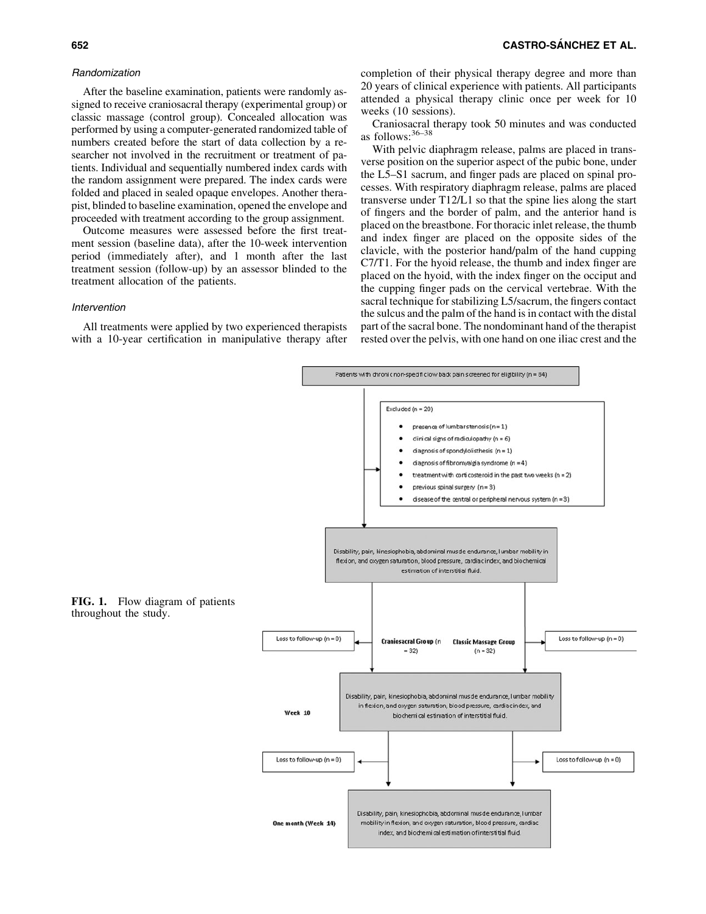### Randomization

After the baseline examination, patients were randomly assigned to receive craniosacral therapy (experimental group) or classic massage (control group). Concealed allocation was performed by using a computer-generated randomized table of numbers created before the start of data collection by a researcher not involved in the recruitment or treatment of patients. Individual and sequentially numbered index cards with the random assignment were prepared. The index cards were folded and placed in sealed opaque envelopes. Another therapist, blinded to baseline examination, opened the envelope and proceeded with treatment according to the group assignment.

Outcome measures were assessed before the first treatment session (baseline data), after the 10-week intervention period (immediately after), and 1 month after the last treatment session (follow-up) by an assessor blinded to the treatment allocation of the patients.

### Intervention

All treatments were applied by two experienced therapists with a 10-year certification in manipulative therapy after completion of their physical therapy degree and more than 20 years of clinical experience with patients. All participants attended a physical therapy clinic once per week for 10 weeks (10 sessions).

Craniosacral therapy took 50 minutes and was conducted as follows:[36–38]

With pelvic diaphragm release, palms are placed in transverse position on the superior aspect of the pubic bone, under the L5–S1 sacrum, and finger pads are placed on spinal processes. With respiratory diaphragm release, palms are placed transverse under T12/L1 so that the spine lies along the start of fingers and the border of palm, and the anterior hand is placed on the breastbone. For thoracic inlet release, the thumb and index finger are placed on the opposite sides of the clavicle, with the posterior hand/palm of the hand cupping C7/T1. For the hyoid release, the thumb and index finger are placed on the hyoid, with the index finger on the occiput and the cupping finger pads on the cervical vertebrae. With the sacral technique for stabilizing L5/sacrum, the fingers contact the sulcus and the palm of the hand is in contact with the distal part of the sacral bone. The nondominant hand of the therapist rested over the pelvis, with one hand on one iliac crest and the

Patients with chronic non-specific low back pain screened for eligibility (n = 84)

Excluded (n = 20)

- presence of lumbar stenosis (n = 1)
- clinical signs of radiculopathy (n = 6)
- diagnosis of spondylolisthesis (n = 1)
- diagnosis of fibromyalgia syndrome (n = 4)
- treatment with corticosteroid in the past two weeks (n = 2)
- previous spinal surgery (n = 3)
- disease of the central or peripheral nervous system (n = 3)

Disability, pain, kinesiophobia, abdominal muscle endurance, lumbar mobility in flexion, and oxygen saturation, blood pressure, cardiac index, and biochemical estimation of interstitial fluid.

Craniosacral Group (n = 32) — Loss to follow-up (n = 0)

Classic Massage Group (n = 32) — Loss to follow-up (n = 0)

Week 10: Disability, pain, kinesiophobia, abdominal muscle endurance, lumbar mobility in flexion, and oxygen saturation, blood pressure, cardiac index, and biochemical estimation of interstitial fluid.

Loss to follow-up (n = 0) — Loss to follow-up (n = 0)

One month (Week 14): Disability, pain, kinesiophobia, abdominal muscle endurance, lumbar mobility in flexion, and oxygen saturation, blood pressure, cardiac index, and biochemical estimation of interstitial fluid.

**FIG. 1.** Flow diagram of patients throughout the study.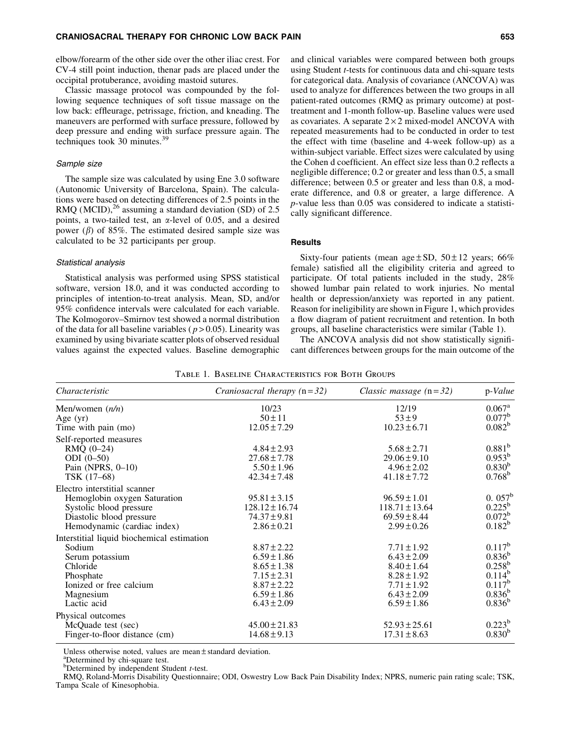elbow/forearm of the other side over the other iliac crest. For CV-4 still point induction, thenar pads are placed under the occipital protuberance, avoiding mastoid sutures.

Classic massage protocol was compounded by the following sequence techniques of soft tissue massage on the low back: effleurage, petrissage, friction, and kneading. The maneuvers are performed with surface pressure, followed by deep pressure and ending with surface pressure again. The techniques took 30 minutes.[39]

### Sample size

The sample size was calculated by using Ene 3.0 software (Autonomic University of Barcelona, Spain). The calculations were based on detecting differences of 2.5 points in the RMQ (MCID),[26] assuming a standard deviation (SD) of 2.5 points, a two-tailed test, an $\alpha$-level of 0.05, and a desired power ($\beta$) of 85%. The estimated desired sample size was calculated to be 32 participants per group.

### Statistical analysis

Statistical analysis was performed using SPSS statistical software, version 18.0, and it was conducted according to principles of intention-to-treat analysis. Mean, SD, and/or 95% confidence intervals were calculated for each variable. The Kolmogorov–Smirnov test showed a normal distribution of the data for all baseline variables ($p > 0.05$). Linearity was examined by using bivariate scatter plots of observed residual values against the expected values. Baseline demographic and clinical variables were compared between both groups using Student *t*-tests for continuous data and chi-square tests for categorical data. Analysis of covariance (ANCOVA) was used to analyze for differences between the two groups in all patient-rated outcomes (RMQ as primary outcome) at post-treatment and 1-month follow-up. Baseline values were used as covariates. A separate $2 \times 2$ mixed-model ANCOVA with repeated measurements had to be conducted in order to test the effect with time (baseline and 4-week follow-up) as a within-subject variable. Effect sizes were calculated by using the Cohen d coefficient. An effect size less than 0.2 reflects a negligible difference; 0.2 or greater and less than 0.5, a small difference; between 0.5 or greater and less than 0.8, a moderate difference, and 0.8 or greater, a large difference. A *p*-value less than 0.05 was considered to indicate a statistically significant difference.

## Results

Sixty-four patients (mean age ± SD, 50 ± 12 years; 66% female) satisfied all the eligibility criteria and agreed to participate. Of total patients included in the study, 28% showed lumbar pain related to work injuries. No mental health or depression/anxiety was reported in any patient. Reason for ineligibility are shown in Figure 1, which provides a flow diagram of patient recruitment and retention. In both groups, all baseline characteristics were similar (Table 1).

The ANCOVA analysis did not show statistically significant differences between groups for the main outcome of the

Table 1. Baseline Characteristics for Both Groups

| *Characteristic* | *Craniosacral therapy (n = 32)* | *Classic massage (n = 32)* | p-*Value* |
|---|---|---|---|
| Men/women (*n/n*) | 10/23 | 12/19 | 0.067[a] |
| Age (yr) | 50 ± 11 | 53 ± 9 | 0.077[b] |
| Time with pain (mo) | 12.05 ± 7.29 | 10.23 ± 6.71 | 0.082[b] |
| Self-reported measures | | | |
| RMQ (0–24) | 4.84 ± 2.93 | 5.68 ± 2.71 | 0.881[b] |
| ODI (0–50) | 27.68 ± 7.78 | 29.06 ± 9.10 | 0.953[b] |
| Pain (NPRS, 0–10) | 5.50 ± 1.96 | 4.96 ± 2.02 | 0.830[b] |
| TSK (17–68) | 42.34 ± 7.48 | 41.18 ± 7.72 | 0.768[b] |
| Electro interstitial scanner | | | |
| Hemoglobin oxygen Saturation | 95.81 ± 3.15 | 96.59 ± 1.01 | 0. 057[b] |
| Systolic blood pressure | 128.12 ± 16.74 | 118.71 ± 13.64 | 0.225[b] |
| Diastolic blood pressure | 74.37 ± 9.81 | 69.59 ± 8.44 | 0.072[b] |
| Hemodynamic (cardiac index) | 2.86 ± 0.21 | 2.99 ± 0.26 | 0.182[b] |
| Interstitial liquid biochemical estimation | | | |
| Sodium | 8.87 ± 2.22 | 7.71 ± 1.92 | 0.117[b] |
| Serum potassium | 6.59 ± 1.86 | 6.43 ± 2.09 | 0.836[b] |
| Chloride | 8.65 ± 1.38 | 8.40 ± 1.64 | 0.258[b] |
| Phosphate | 7.15 ± 2.31 | 8.28 ± 1.92 | 0.114[b] |
| Ionized or free calcium | 8.87 ± 2.22 | 7.71 ± 1.92 | 0.117[b] |
| Magnesium | 6.59 ± 1.86 | 6.43 ± 2.09 | 0.836[b] |
| Lactic acid | 6.43 ± 2.09 | 6.59 ± 1.86 | 0.836[b] |
| Physical outcomes | | | |
| McQuade test (sec) | 45.00 ± 21.83 | 52.93 ± 25.61 | 0.223[b] |
| Finger-to-floor distance (cm) | 14.68 ± 9.13 | 17.31 ± 8.63 | 0.830[b] |

Unless otherwise noted, values are mean ± standard deviation.

[a]Determined by chi-square test.

[b]Determined by independent Student *t*-test.

RMQ, Roland-Morris Disability Questionnaire; ODI, Oswestry Low Back Pain Disability Index; NPRS, numeric pain rating scale; TSK, Tampa Scale of Kinesophobia.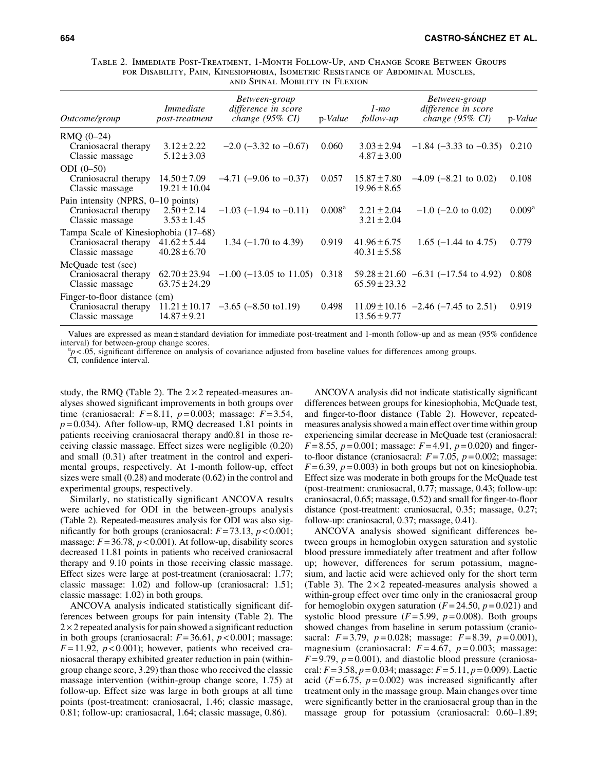Table 2. Immediate Post-Treatment, 1-Month Follow-Up, and Change Score Between Groups for Disability, Pain, Kinesiophobia, Isometric Resistance of Abdominal Muscles, and Spinal Mobility in Flexion

| *Outcome/group* | *Immediate post-treatment* | *Between-group difference in score change (95% CI)* | *p-Value* | *1-mo follow-up* | *Between-group difference in score change (95% CI)* | *p-Value* |
|---|---|---|---|---|---|---|
| RMQ (0–24) | | | | | | |
| Craniosacral therapy | 3.12 ± 2.22 | −2.0 (−3.32 to −0.67) | 0.060 | 3.03 ± 2.94 | −1.84 (−3.33 to −0.35) | 0.210 |
| Classic massage | 5.12 ± 3.03 | | | 4.87 ± 3.00 | | |
| ODI (0–50) | | | | | | |
| Craniosacral therapy | 14.50 ± 7.09 | −4.71 (−9.06 to −0.37) | 0.057 | 15.87 ± 7.80 | −4.09 (−8.21 to 0.02) | 0.108 |
| Classic massage | 19.21 ± 10.04 | | | 19.96 ± 8.65 | | |
| Pain intensity (NPRS, 0–10 points) | | | | | | |
| Craniosacral therapy | 2.50 ± 2.14 | −1.03 (−1.94 to −0.11) | 0.008[a] | 2.21 ± 2.04 | −1.0 (−2.0 to 0.02) | 0.009[a] |
| Classic massage | 3.53 ± 1.45 | | | 3.21 ± 2.04 | | |
| Tampa Scale of Kinesiophobia (17–68) | | | | | | |
| Craniosacral therapy | 41.62 ± 5.44 | 1.34 (−1.70 to 4.39) | 0.919 | 41.96 ± 6.75 | 1.65 (−1.44 to 4.75) | 0.779 |
| Classic massage | 40.28 ± 6.70 | | | 40.31 ± 5.58 | | |
| McQuade test (sec) | | | | | | |
| Craniosacral therapy | 62.70 ± 23.94 | −1.00 (−13.05 to 11.05) | 0.318 | 59.28 ± 21.60 | −6.31 (−17.54 to 4.92) | 0.808 |
| Classic massage | 63.75 ± 24.29 | | | 65.59 ± 23.32 | | |
| Finger-to-floor distance (cm) | | | | | | |
| Craniosacral therapy | 11.21 ± 10.17 | −3.65 (−8.50 to1.19) | 0.498 | 11.09 ± 10.16 | −2.46 (−7.45 to 2.51) | 0.919 |
| Classic massage | 14.87 ± 9.21 | | | 13.56 ± 9.77 | | |

Values are expressed as mean ± standard deviation for immediate post-treatment and 1-month follow-up and as mean (95% confidence interval) for between-group change scores.

[a] $p < .05$, significant difference on analysis of covariance adjusted from baseline values for differences among groups.

CI, confidence interval.

study, the RMQ (Table 2). The $2 \times 2$ repeated-measures analyses showed significant improvements in both groups over time (craniosacral: $F = 8.11$, $p = 0.003$; massage: $F = 3.54$, $p = 0.034$). After follow-up, RMQ decreased 1.81 points in patients receiving craniosacral therapy and0.81 in those receiving classic massage. Effect sizes were negligible (0.20) and small (0.31) after treatment in the control and experimental groups, respectively. At 1-month follow-up, effect sizes were small (0.28) and moderate (0.62) in the control and experimental groups, respectively.

Similarly, no statistically significant ANCOVA results were achieved for ODI in the between-groups analysis (Table 2). Repeated-measures analysis for ODI was also significantly for both groups (craniosacral: $F = 73.13$, $p < 0.001$; massage: $F = 36.78$, $p < 0.001$). At follow-up, disability scores decreased 11.81 points in patients who received craniosacral therapy and 9.10 points in those receiving classic massage. Effect sizes were large at post-treatment (craniosacral: 1.77; classic massage: 1.02) and follow-up (craniosacral: 1.51; classic massage: 1.02) in both groups.

ANCOVA analysis indicated statistically significant differences between groups for pain intensity (Table 2). The $2 \times 2$ repeated analysis for pain showed a significant reduction in both groups (craniosacral: $F = 36.61$, $p < 0.001$; massage: $F = 11.92$, $p < 0.001$); however, patients who received craniosacral therapy exhibited greater reduction in pain (within-group change score, 3.29) than those who received the classic massage intervention (within-group change score, 1.75) at follow-up. Effect size was large in both groups at all time points (post-treatment: craniosacral, 1.46; classic massage, 0.81; follow-up: craniosacral, 1.64; classic massage, 0.86).

ANCOVA analysis did not indicate statistically significant differences between groups for kinesiophobia, McQuade test, and finger-to-floor distance (Table 2). However, repeated-measures analysis showed a main effect over time within group experiencing similar decrease in McQuade test (craniosacral: $F = 8.55$, $p = 0.001$; massage: $F = 4.91$, $p = 0.020$) and finger-to-floor distance (craniosacral: $F = 7.05$, $p = 0.002$; massage: $F = 6.39$, $p = 0.003$) in both groups but not on kinesiophobia. Effect size was moderate in both groups for the McQuade test (post-treatment: craniosacral, 0.77; massage, 0.43; follow-up: craniosacral, 0.65; massage, 0.52) and small for finger-to-floor distance (post-treatment: craniosacral, 0.35; massage, 0.27; follow-up: craniosacral, 0.37; massage, 0.41).

ANCOVA analysis showed significant differences between groups in hemoglobin oxygen saturation and systolic blood pressure immediately after treatment and after follow up; however, differences for serum potassium, magnesium, and lactic acid were achieved only for the short term (Table 3). The $2 \times 2$ repeated-measures analysis showed a within-group effect over time only in the craniosacral group for hemoglobin oxygen saturation ($F = 24.50$, $p = 0.021$) and systolic blood pressure ($F = 5.99$, $p = 0.008$). Both groups showed changes from baseline in serum potassium (craniosacral: $F = 3.79$, $p = 0.028$; massage: $F = 8.39$, $p = 0.001$), magnesium (craniosacral: $F = 4.67$, $p = 0.003$; massage: $F = 9.79$, $p = 0.001$), and diastolic blood pressure (craniosacral: $F = 3.58$, $p = 0.034$; massage: $F = 5.11$, $p = 0.009$). Lactic acid ($F = 6.75$, $p = 0.002$) was increased significantly after treatment only in the massage group. Main changes over time were significantly better in the craniosacral group than in the massage group for potassium (craniosacral: 0.60–1.89;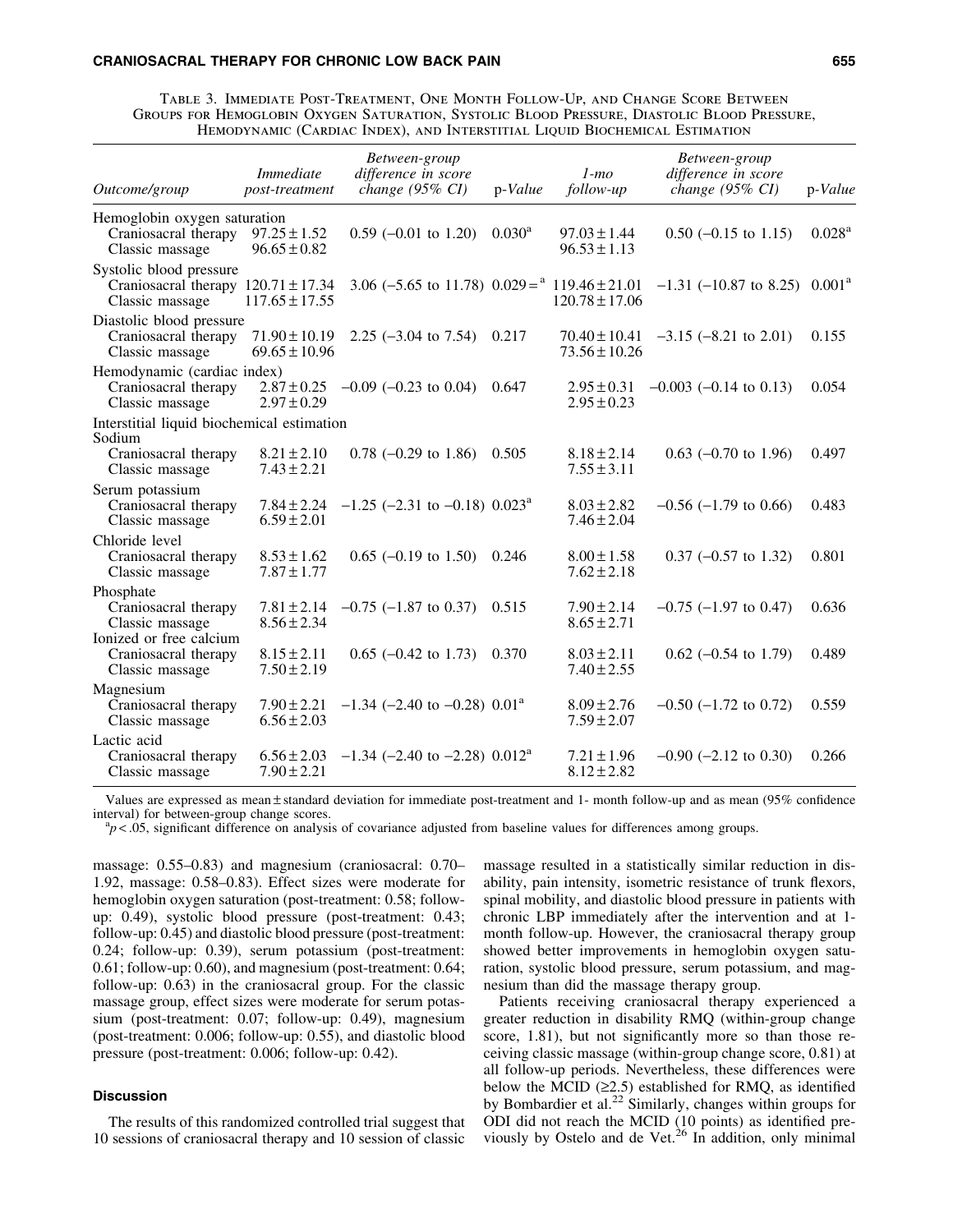Table 3. Immediate Post-Treatment, One Month Follow-Up, and Change Score Between Groups for Hemoglobin Oxygen Saturation, Systolic Blood Pressure, Diastolic Blood Pressure, Hemodynamic (Cardiac Index), and Interstitial Liquid Biochemical Estimation

| *Outcome/group* | *Immediate post-treatment* | *Between-group difference in score change (95% CI)* | p-*Value* | *1-mo follow-up* | *Between-group difference in score change (95% CI)* | p-*Value* |
|---|---|---|---|---|---|---|
| Hemoglobin oxygen saturation | | | | | | |
| Craniosacral therapy | 97.25 ± 1.52 | 0.59 (−0.01 to 1.20) | 0.030[a] | 97.03 ± 1.44 | 0.50 (−0.15 to 1.15) | 0.028[a] |
| Classic massage | 96.65 ± 0.82 | | | 96.53 ± 1.13 | | |
| Systolic blood pressure | | | | | | |
| Craniosacral therapy | 120.71 ± 17.34 | 3.06 (−5.65 to 11.78) | 0.029 =[a] | 119.46 ± 21.01 | −1.31 (−10.87 to 8.25) | 0.001[a] |
| Classic massage | 117.65 ± 17.55 | | | 120.78 ± 17.06 | | |
| Diastolic blood pressure | | | | | | |
| Craniosacral therapy | 71.90 ± 10.19 | 2.25 (−3.04 to 7.54) | 0.217 | 70.40 ± 10.41 | −3.15 (−8.21 to 2.01) | 0.155 |
| Classic massage | 69.65 ± 10.96 | | | 73.56 ± 10.26 | | |
| Hemodynamic (cardiac index) | | | | | | |
| Craniosacral therapy | 2.87 ± 0.25 | −0.09 (−0.23 to 0.04) | 0.647 | 2.95 ± 0.31 | −0.003 (−0.14 to 0.13) | 0.054 |
| Classic massage | 2.97 ± 0.29 | | | 2.95 ± 0.23 | | |
| Interstitial liquid biochemical estimation | | | | | | |
| Sodium | | | | | | |
| Craniosacral therapy | 8.21 ± 2.10 | 0.78 (−0.29 to 1.86) | 0.505 | 8.18 ± 2.14 | 0.63 (−0.70 to 1.96) | 0.497 |
| Classic massage | 7.43 ± 2.21 | | | 7.55 ± 3.11 | | |
| Serum potassium | | | | | | |
| Craniosacral therapy | 7.84 ± 2.24 | −1.25 (−2.31 to −0.18) | 0.023[a] | 8.03 ± 2.82 | −0.56 (−1.79 to 0.66) | 0.483 |
| Classic massage | 6.59 ± 2.01 | | | 7.46 ± 2.04 | | |
| Chloride level | | | | | | |
| Craniosacral therapy | 8.53 ± 1.62 | 0.65 (−0.19 to 1.50) | 0.246 | 8.00 ± 1.58 | 0.37 (−0.57 to 1.32) | 0.801 |
| Classic massage | 7.87 ± 1.77 | | | 7.62 ± 2.18 | | |
| Phosphate | | | | | | |
| Craniosacral therapy | 7.81 ± 2.14 | −0.75 (−1.87 to 0.37) | 0.515 | 7.90 ± 2.14 | −0.75 (−1.97 to 0.47) | 0.636 |
| Classic massage | 8.56 ± 2.34 | | | 8.65 ± 2.71 | | |
| Ionized or free calcium | | | | | | |
| Craniosacral therapy | 8.15 ± 2.11 | 0.65 (−0.42 to 1.73) | 0.370 | 8.03 ± 2.11 | 0.62 (−0.54 to 1.79) | 0.489 |
| Classic massage | 7.50 ± 2.19 | | | 7.40 ± 2.55 | | |
| Magnesium | | | | | | |
| Craniosacral therapy | 7.90 ± 2.21 | −1.34 (−2.40 to −0.28) | 0.01[a] | 8.09 ± 2.76 | −0.50 (−1.72 to 0.72) | 0.559 |
| Classic massage | 6.56 ± 2.03 | | | 7.59 ± 2.07 | | |
| Lactic acid | | | | | | |
| Craniosacral therapy | 6.56 ± 2.03 | −1.34 (−2.40 to −2.28) | 0.012[a] | 7.21 ± 1.96 | −0.90 (−2.12 to 0.30) | 0.266 |
| Classic massage | 7.90 ± 2.21 | | | 8.12 ± 2.82 | | |

Values are expressed as mean ± standard deviation for immediate post-treatment and 1- month follow-up and as mean (95% confidence interval) for between-group change scores.

[a] $p < .05$, significant difference on analysis of covariance adjusted from baseline values for differences among groups.

massage: 0.55–0.83) and magnesium (craniosacral: 0.70–1.92, massage: 0.58–0.83). Effect sizes were moderate for hemoglobin oxygen saturation (post-treatment: 0.58; follow-up: 0.49), systolic blood pressure (post-treatment: 0.43; follow-up: 0.45) and diastolic blood pressure (post-treatment: 0.24; follow-up: 0.39), serum potassium (post-treatment: 0.61; follow-up: 0.60), and magnesium (post-treatment: 0.64; follow-up: 0.63) in the craniosacral group. For the classic massage group, effect sizes were moderate for serum potassium (post-treatment: 0.07; follow-up: 0.49), magnesium (post-treatment: 0.006; follow-up: 0.55), and diastolic blood pressure (post-treatment: 0.006; follow-up: 0.42).

## Discussion

The results of this randomized controlled trial suggest that 10 sessions of craniosacral therapy and 10 session of classic massage resulted in a statistically similar reduction in disability, pain intensity, isometric resistance of trunk flexors, spinal mobility, and diastolic blood pressure in patients with chronic LBP immediately after the intervention and at 1-month follow-up. However, the craniosacral therapy group showed better improvements in hemoglobin oxygen saturation, systolic blood pressure, serum potassium, and magnesium than did the massage therapy group.

Patients receiving craniosacral therapy experienced a greater reduction in disability RMQ (within-group change score, 1.81), but not significantly more so than those receiving classic massage (within-group change score, 0.81) at all follow-up periods. Nevertheless, these differences were below the MCID (≥2.5) established for RMQ, as identified by Bombardier et al.[22] Similarly, changes within groups for ODI did not reach the MCID (10 points) as identified previously by Ostelo and de Vet.[26] In addition, only minimal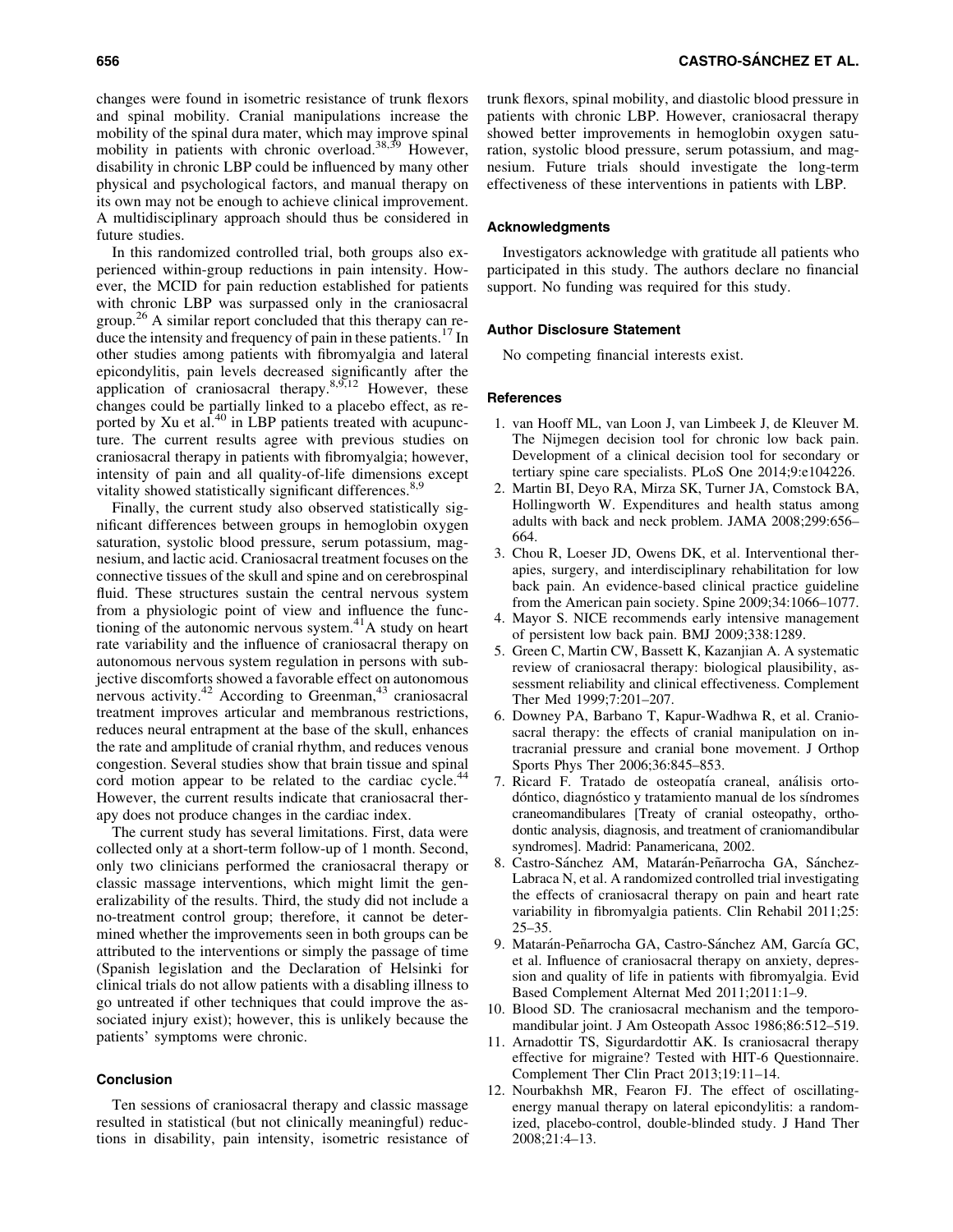changes were found in isometric resistance of trunk flexors and spinal mobility. Cranial manipulations increase the mobility of the spinal dura mater, which may improve spinal mobility in patients with chronic overload.[38,39] However, disability in chronic LBP could be influenced by many other physical and psychological factors, and manual therapy on its own may not be enough to achieve clinical improvement. A multidisciplinary approach should thus be considered in future studies.

In this randomized controlled trial, both groups also experienced within-group reductions in pain intensity. However, the MCID for pain reduction established for patients with chronic LBP was surpassed only in the craniosacral group.[26] A similar report concluded that this therapy can reduce the intensity and frequency of pain in these patients.[17] In other studies among patients with fibromyalgia and lateral epicondylitis, pain levels decreased significantly after the application of craniosacral therapy.[8,9,12] However, these changes could be partially linked to a placebo effect, as reported by Xu et al.[40] in LBP patients treated with acupuncture. The current results agree with previous studies on craniosacral therapy in patients with fibromyalgia; however, intensity of pain and all quality-of-life dimensions except vitality showed statistically significant differences.[8,9]

Finally, the current study also observed statistically significant differences between groups in hemoglobin oxygen saturation, systolic blood pressure, serum potassium, magnesium, and lactic acid. Craniosacral treatment focuses on the connective tissues of the skull and spine and on cerebrospinal fluid. These structures sustain the central nervous system from a physiologic point of view and influence the functioning of the autonomic nervous system.[41] A study on heart rate variability and the influence of craniosacral therapy on autonomous nervous system regulation in persons with subjective discomforts showed a favorable effect on autonomous nervous activity.[42] According to Greenman,[43] craniosacral treatment improves articular and membranous restrictions, reduces neural entrapment at the base of the skull, enhances the rate and amplitude of cranial rhythm, and reduces venous congestion. Several studies show that brain tissue and spinal cord motion appear to be related to the cardiac cycle.[44] However, the current results indicate that craniosacral therapy does not produce changes in the cardiac index.

The current study has several limitations. First, data were collected only at a short-term follow-up of 1 month. Second, only two clinicians performed the craniosacral therapy or classic massage interventions, which might limit the generalizability of the results. Third, the study did not include a no-treatment control group; therefore, it cannot be determined whether the improvements seen in both groups can be attributed to the interventions or simply the passage of time (Spanish legislation and the Declaration of Helsinki for clinical trials do not allow patients with a disabling illness to go untreated if other techniques that could improve the associated injury exist); however, this is unlikely because the patients' symptoms were chronic.

## Conclusion

Ten sessions of craniosacral therapy and classic massage resulted in statistical (but not clinically meaningful) reductions in disability, pain intensity, isometric resistance of trunk flexors, spinal mobility, and diastolic blood pressure in patients with chronic LBP. However, craniosacral therapy showed better improvements in hemoglobin oxygen saturation, systolic blood pressure, serum potassium, and magnesium. Future trials should investigate the long-term effectiveness of these interventions in patients with LBP.

## Acknowledgments

Investigators acknowledge with gratitude all patients who participated in this study. The authors declare no financial support. No funding was required for this study.

## Author Disclosure Statement

No competing financial interests exist.

## References

1. van Hooff ML, van Loon J, van Limbeek J, de Kleuver M. The Nijmegen decision tool for chronic low back pain. Development of a clinical decision tool for secondary or tertiary spine care specialists. PLoS One 2014;9:e104226.
2. Martin BI, Deyo RA, Mirza SK, Turner JA, Comstock BA, Hollingworth W. Expenditures and health status among adults with back and neck problem. JAMA 2008;299:656–664.
3. Chou R, Loeser JD, Owens DK, et al. Interventional therapies, surgery, and interdisciplinary rehabilitation for low back pain. An evidence-based clinical practice guideline from the American pain society. Spine 2009;34:1066–1077.
4. Mayor S. NICE recommends early intensive management of persistent low back pain. BMJ 2009;338:1289.
5. Green C, Martin CW, Bassett K, Kazanjian A. A systematic review of craniosacral therapy: biological plausibility, assessment reliability and clinical effectiveness. Complement Ther Med 1999;7:201–207.
6. Downey PA, Barbano T, Kapur-Wadhwa R, et al. Craniosacral therapy: the effects of cranial manipulation on intracranial pressure and cranial bone movement. J Orthop Sports Phys Ther 2006;36:845–853.
7. Ricard F. Tratado de osteopatía craneal, análisis ortodóntico, diagnóstico y tratamiento manual de los síndromes craneomandibulares [Treaty of cranial osteopathy, orthodontic analysis, diagnosis, and treatment of craniomandibular syndromes]. Madrid: Panamericana, 2002.
8. Castro-Sánchez AM, Matarán-Peñarrocha GA, Sánchez-Labraca N, et al. A randomized controlled trial investigating the effects of craniosacral therapy on pain and heart rate variability in fibromyalgia patients. Clin Rehabil 2011;25: 25–35.
9. Matarán-Peñarrocha GA, Castro-Sánchez AM, García GC, et al. Influence of craniosacral therapy on anxiety, depression and quality of life in patients with fibromyalgia. Evid Based Complement Alternat Med 2011;2011:1–9.
10. Blood SD. The craniosacral mechanism and the temporomandibular joint. J Am Osteopath Assoc 1986;86:512–519.
11. Arnadottir TS, Sigurdardottir AK. Is craniosacral therapy effective for migraine? Tested with HIT-6 Questionnaire. Complement Ther Clin Pract 2013;19:11–14.
12. Nourbakhsh MR, Fearon FJ. The effect of oscillating-energy manual therapy on lateral epicondylitis: a randomized, placebo-control, double-blinded study. J Hand Ther 2008;21:4–13.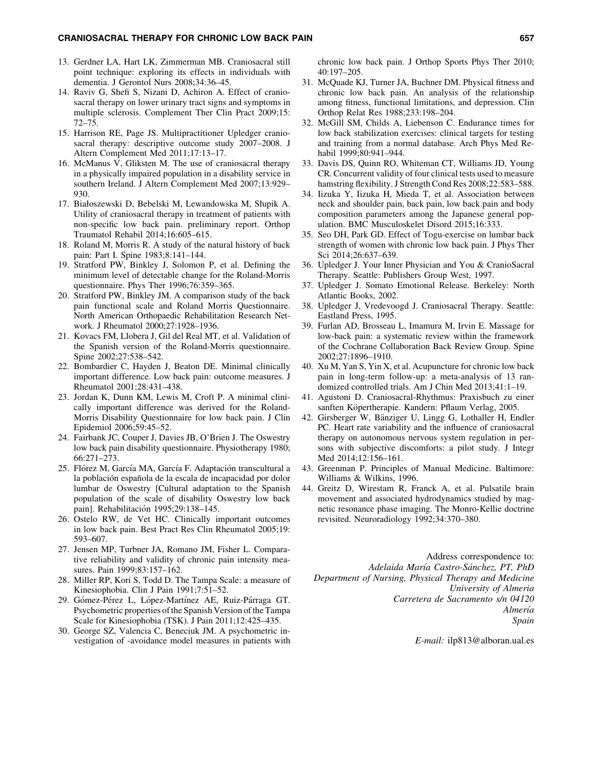13. Gerdner LA, Hart LK, Zimmerman MB. Craniosacral still point technique: exploring its effects in individuals with dementia. J Gerontol Nurs 2008;34:36–45.
14. Raviv G, Shefi S, Nizani D, Achiron A. Effect of craniosacral therapy on lower urinary tract signs and symptoms in multiple sclerosis. Complement Ther Clin Pract 2009;15: 72–75.
15. Harrison RE, Page JS. Multipractitioner Upledger craniosacral therapy: descriptive outcome study 2007–2008. J Altern Complement Med 2011;17:13–17.
16. McManus V, Gliksten M. The use of craniosacral therapy in a physically impaired population in a disability service in southern Ireland. J Altern Complement Med 2007;13:929–930.
17. Białoszewski D, Bebelski M, Lewandowska M, Słupik A. Utility of craniosacral therapy in treatment of patients with non-specific low back pain. preliminary report. Orthop Traumatol Rehabil 2014;16:605–615.
18. Roland M, Morris R. A study of the natural history of back pain: Part I. Spine 1983;8:141–144.
19. Stratford PW, Binkley J, Solomon P, et al. Defining the minimum level of detectable change for the Roland-Morris questionnaire. Phys Ther 1996;76:359–365.
20. Stratford PW, Binkley JM. A comparison study of the back pain functional scale and Roland Morris Questionnaire. North American Orthopaedic Rehabilitation Research Network. J Rheumatol 2000;27:1928–1936.
21. Kovacs FM, Llobera J, Gil del Real MT, et al. Validation of the Spanish version of the Roland-Morris questionnaire. Spine 2002;27:538–542.
22. Bombardier C, Hayden J, Beaton DE. Minimal clinically important difference. Low back pain: outcome measures. J Rheumatol 2001;28:431–438.
23. Jordan K, Dunn KM, Lewis M, Croft P. A minimal clinically important difference was derived for the Roland-Morris Disability Questionnaire for low back pain. J Clin Epidemiol 2006;59:45–52.
24. Fairbank JC, Couper J, Davies JB, O'Brien J. The Oswestry low back pain disability questionnaire. Physiotherapy 1980; 66:271–273.
25. Flórez M, García MA, García F. Adaptación transcultural a la población española de la escala de incapacidad por dolor lumbar de Oswestry [Cultural adaptation to the Spanish population of the scale of disability Oswestry low back pain]. Rehabilitación 1995;29:138–145.
26. Ostelo RW, de Vet HC. Clinically important outcomes in low back pain. Best Pract Res Clin Rheumatol 2005;19: 593–607.
27. Jensen MP, Turbner JA, Romano JM, Fisher L. Comparative reliability and validity of chronic pain intensity measures. Pain 1999;83:157–162.
28. Miller RP, Kori S, Todd D. The Tampa Scale: a measure of Kinesiophobia. Clin J Pain 1991;7:51–52.
29. Gómez-Pérez L, López-Martínez AE, Ruiz-Párraga GT. Psychometric properties of the Spanish Version of the Tampa Scale for Kinesiophobia (TSK). J Pain 2011;12:425–435.
30. George SZ, Valencia C, Beneciuk JM. A psychometric investigation of -avoidance model measures in patients with chronic low back pain. J Orthop Sports Phys Ther 2010; 40:197–205.
31. McQuade KJ, Turner JA, Buchner DM. Physical fitness and chronic low back pain. An analysis of the relationship among fitness, functional limitations, and depression. Clin Orthop Relat Res 1988;233:198–204.
32. McGill SM, Childs A, Liebenson C. Endurance times for low back stabilization exercises: clinical targets for testing and training from a normal database. Arch Phys Med Rehabil 1999;80:941–944.
33. Davis DS, Quinn RO, Whiteman CT, Williams JD, Young CR. Concurrent validity of four clinical tests used to measure hamstring flexibility. J Strength Cond Res 2008;22:583–588.
34. Iizuka Y, Iizuka H, Mieda T, et al. Association between neck and shoulder pain, back pain, low back pain and body composition parameters among the Japanese general population. BMC Musculoskelet Disord 2015;16:333.
35. Seo DH, Park GD. Effect of Togu-exercise on lumbar back strength of women with chronic low back pain. J Phys Ther Sci 2014;26:637–639.
36. Upledger J. Your Inner Physician and You & CranioSacral Therapy. Seattle: Publishers Group West, 1997.
37. Upledger J. Somato Emotional Release. Berkeley: North Atlantic Books, 2002.
38. Upledger J, Vredevoogd J. Craniosacral Therapy. Seattle: Eastland Press, 1995.
39. Furlan AD, Brosseau L, Imamura M, Irvin E. Massage for low-back pain: a systematic review within the framework of the Cochrane Collaboration Back Review Group. Spine 2002;27:1896–1910.
40. Xu M, Yan S, Yin X, et al. Acupuncture for chronic low back pain in long-term follow-up: a meta-analysis of 13 randomized controlled trials. Am J Chin Med 2013;41:1–19.
41. Agustoni D. Craniosacral-Rhythmus: Praxisbuch zu einer sanften Köpertherapie. Kandern: Pflaum Verlag, 2005.
42. Girsberger W, Bänziger U, Lingg G, Lothaller H, Endler PC. Heart rate variability and the influence of craniosacral therapy on autonomous nervous system regulation in persons with subjective discomforts: a pilot study. J Integr Med 2014;12:156–161.
43. Greenman P. Principles of Manual Medicine. Baltimore: Williams & Wilkins, 1996.
44. Greitz D, Wirestam R, Franck A, et al. Pulsatile brain movement and associated hydrodynamics studied by magnetic resonance phase imaging. The Monro-Kellie doctrine revisited. Neuroradiology 1992;34:370–380.

Address correspondence to:
*Adelaida María Castro-Sánchez, PT, PhD*
*Department of Nursing, Physical Therapy and Medicine*
*University of Almeria*
*Carretera de Sacramento s/n 04120*
*Almería*
*Spain*

*E-mail:* ilp813@alboran.ual.es